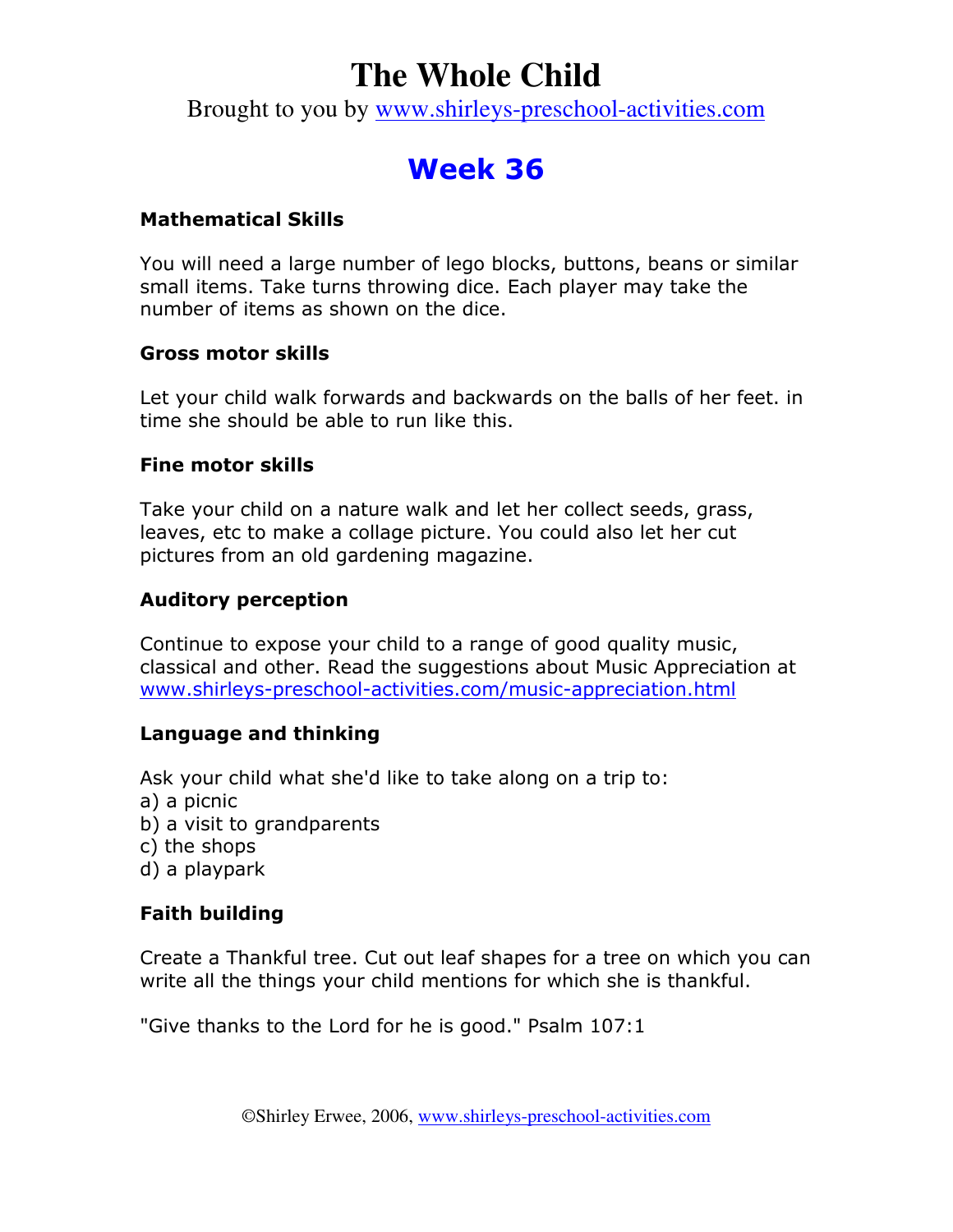# The Whole Child

Brought to you by www.shirleys-preschool-activities.com

## Week 36

**Mathematical Skills**

You will need a large number of lego blocks, buttons, beans or similar small items. Take turns throwing dice. Each player may take the number of items as shown on the dice.

**Gross motor skills**

Let your child walk forwards and backwards on the balls of her feet. in time she should be able to run like this.

**Fine motor skills**

Take your child on a nature walk and let her collect seeds, grass, leaves, etc to make a collage picture. You could also let her cut pictures from an old gardening magazine.

**Auditory perception**

Continue to expose your child to a range of good quality music, classical and other. Read the suggestions about Music Appreciation at www.shirleys-preschool-activities.com/music-appreciation.html

**Language and thinking**

Ask your child what she'd like to take along on a trip to:
a) a picnic
b) a visit to grandparents
c) the shops
d) a playpark

**Faith building**

Create a Thankful tree. Cut out leaf shapes for a tree on which you can write all the things your child mentions for which she is thankful.

"Give thanks to the Lord for he is good." Psalm 107:1

©Shirley Erwee, 2006, www.shirleys-preschool-activities.com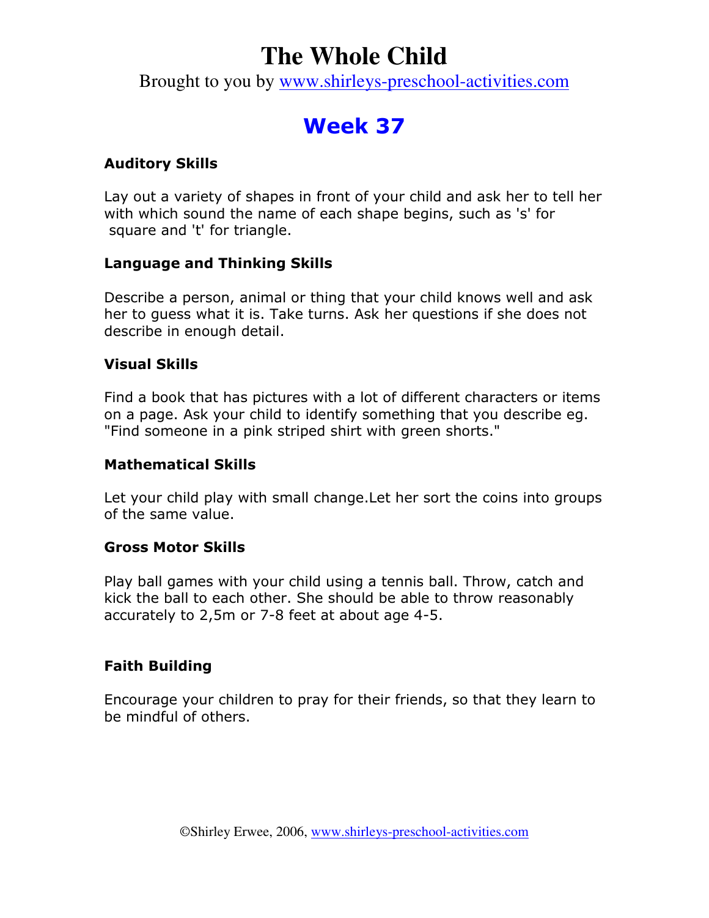# The Whole Child

Brought to you by www.shirleys-preschool-activities.com

## Week 37

### Auditory Skills

Lay out a variety of shapes in front of your child and ask her to tell her with which sound the name of each shape begins, such as 's' for square and 't' for triangle.

### Language and Thinking Skills

Describe a person, animal or thing that your child knows well and ask her to guess what it is. Take turns. Ask her questions if she does not describe in enough detail.

### Visual Skills

Find a book that has pictures with a lot of different characters or items on a page. Ask your child to identify something that you describe eg. "Find someone in a pink striped shirt with green shorts."

### Mathematical Skills

Let your child play with small change.Let her sort the coins into groups of the same value.

### Gross Motor Skills

Play ball games with your child using a tennis ball. Throw, catch and kick the ball to each other. She should be able to throw reasonably accurately to 2,5m or 7-8 feet at about age 4-5.

### Faith Building

Encourage your children to pray for their friends, so that they learn to be mindful of others.

©Shirley Erwee, 2006, www.shirleys-preschool-activities.com